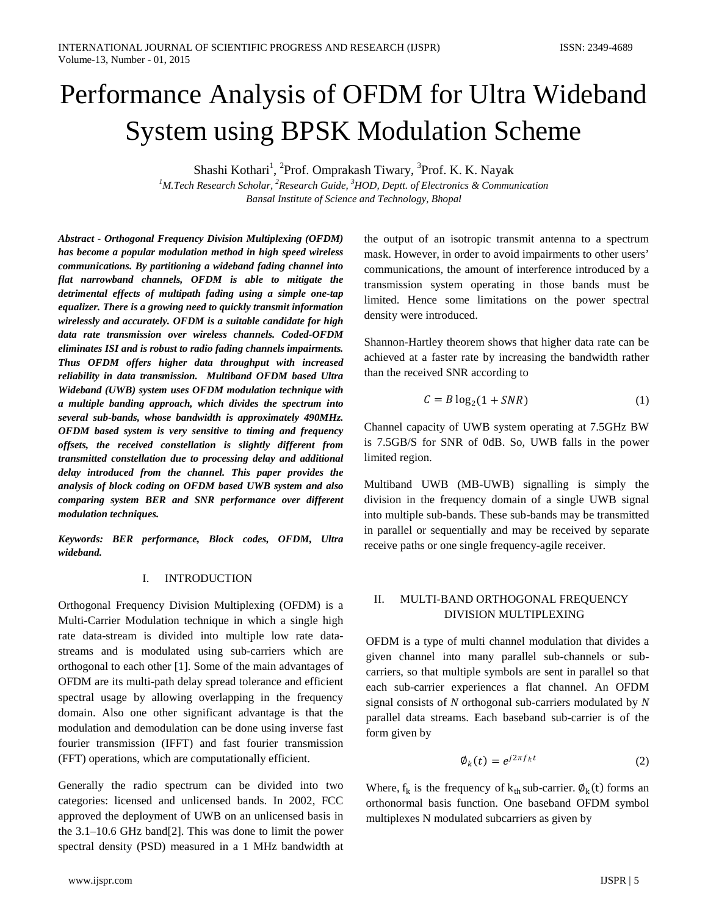# Performance Analysis of OFDM for Ultra Wideband System using BPSK Modulation Scheme

Shashi Kothari[1], [2]Prof. Omprakash Tiwary, [3]Prof. K. K. Nayak

*[1]M.Tech Research Scholar, [2]Research Guide, [3]HOD, Deptt. of Electronics & Communication*
*Bansal Institute of Science and Technology, Bhopal*

***Abstract - Orthogonal Frequency Division Multiplexing (OFDM) has become a popular modulation method in high speed wireless communications. By partitioning a wideband fading channel into flat narrowband channels, OFDM is able to mitigate the detrimental effects of multipath fading using a simple one-tap equalizer. There is a growing need to quickly transmit information wirelessly and accurately. OFDM is a suitable candidate for high data rate transmission over wireless channels. Coded-OFDM eliminates ISI and is robust to radio fading channels impairments. Thus OFDM offers higher data throughput with increased reliability in data transmission. Multiband OFDM based Ultra Wideband (UWB) system uses OFDM modulation technique with a multiple banding approach, which divides the spectrum into several sub-bands, whose bandwidth is approximately 490MHz. OFDM based system is very sensitive to timing and frequency offsets, the received constellation is slightly different from transmitted constellation due to processing delay and additional delay introduced from the channel. This paper provides the analysis of block coding on OFDM based UWB system and also comparing system BER and SNR performance over different modulation techniques.***

***Keywords: BER performance, Block codes, OFDM, Ultra wideband.***

## I. INTRODUCTION

Orthogonal Frequency Division Multiplexing (OFDM) is a Multi-Carrier Modulation technique in which a single high rate data-stream is divided into multiple low rate data-streams and is modulated using sub-carriers which are orthogonal to each other [1]. Some of the main advantages of OFDM are its multi-path delay spread tolerance and efficient spectral usage by allowing overlapping in the frequency domain. Also one other significant advantage is that the modulation and demodulation can be done using inverse fast fourier transmission (IFFT) and fast fourier transmission (FFT) operations, which are computationally efficient.

Generally the radio spectrum can be divided into two categories: licensed and unlicensed bands. In 2002, FCC approved the deployment of UWB on an unlicensed basis in the 3.1–10.6 GHz band[2]. This was done to limit the power spectral density (PSD) measured in a 1 MHz bandwidth at the output of an isotropic transmit antenna to a spectrum mask. However, in order to avoid impairments to other users' communications, the amount of interference introduced by a transmission system operating in those bands must be limited. Hence some limitations on the power spectral density were introduced.

Shannon-Hartley theorem shows that higher data rate can be achieved at a faster rate by increasing the bandwidth rather than the received SNR according to

$$C = B\log_2(1 + SNR) \quad (1)$$

Channel capacity of UWB system operating at 7.5GHz BW is 7.5GB/S for SNR of 0dB. So, UWB falls in the power limited region.

Multiband UWB (MB-UWB) signalling is simply the division in the frequency domain of a single UWB signal into multiple sub-bands. These sub-bands may be transmitted in parallel or sequentially and may be received by separate receive paths or one single frequency-agile receiver.

## II. MULTI-BAND ORTHOGONAL FREQUENCY DIVISION MULTIPLEXING

OFDM is a type of multi channel modulation that divides a given channel into many parallel sub-channels or sub-carriers, so that multiple symbols are sent in parallel so that each sub-carrier experiences a flat channel. An OFDM signal consists of *N* orthogonal sub-carriers modulated by *N* parallel data streams. Each baseband sub-carrier is of the form given by

$$\emptyset_k(t) = e^{j2\pi f_k t} \quad (2)$$

Where, $f_k$ is the frequency of $k_{th}$ sub-carrier. $\emptyset_k(t)$ forms an orthonormal basis function. One baseband OFDM symbol multiplexes N modulated subcarriers as given by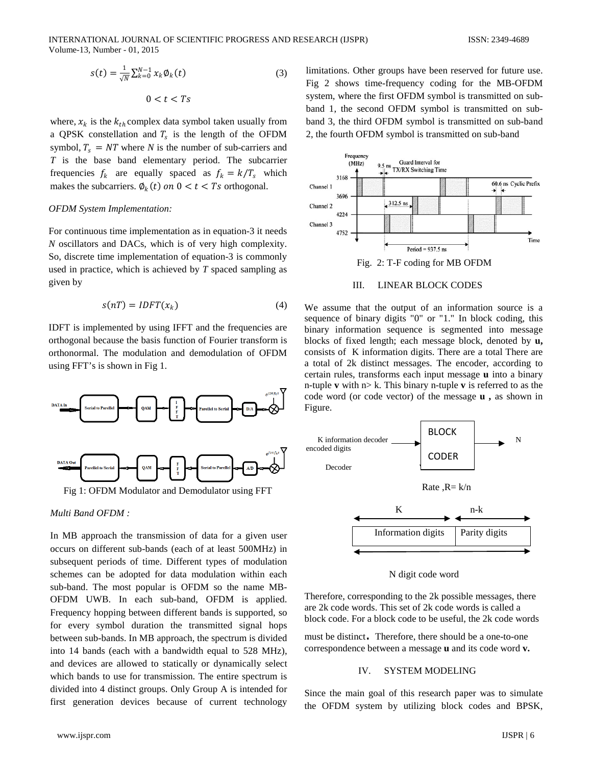$$s(t) = \frac{1}{\sqrt{N}} \sum_{k=0}^{N-1} x_k \phi_k(t) \tag{3}$$

$$0 < t < Ts$$

where, $x_k$ is the $k_{th}$ complex data symbol taken usually from a QPSK constellation and $T_s$ is the length of the OFDM symbol, $T_s = NT$ where $N$ is the number of sub-carriers and $T$ is the base band elementary period. The subcarrier frequencies $f_k$ are equally spaced as $f_k = k/T_s$ which makes the subcarriers. $\phi_k(t)$ on $0 < t < Ts$ orthogonal.

*OFDM System Implementation:*

For continuous time implementation as in equation-3 it needs *N* oscillators and DACs, which is of very high complexity. So, discrete time implementation of equation-3 is commonly used in practice, which is achieved by *T* spaced sampling as given by

$$s(nT) = IDFT(x_k) \tag{4}$$

IDFT is implemented by using IFFT and the frequencies are orthogonal because the basis function of Fourier transform is orthonormal. The modulation and demodulation of OFDM using FFT's is shown in Fig 1.

Fig 1: OFDM Modulator and Demodulator using FFT

*Multi Band OFDM :*

In MB approach the transmission of data for a given user occurs on different sub-bands (each of at least 500MHz) in subsequent periods of time. Different types of modulation schemes can be adopted for data modulation within each sub-band. The most popular is OFDM so the name MB-OFDM UWB. In each sub-band, OFDM is applied. Frequency hopping between different bands is supported, so for every symbol duration the transmitted signal hops between sub-bands. In MB approach, the spectrum is divided into 14 bands (each with a bandwidth equal to 528 MHz), and devices are allowed to statically or dynamically select which bands to use for transmission. The entire spectrum is divided into 4 distinct groups. Only Group A is intended for first generation devices because of current technology limitations. Other groups have been reserved for future use. Fig 2 shows time-frequency coding for the MB-OFDM system, where the first OFDM symbol is transmitted on sub-band 1, the second OFDM symbol is transmitted on sub-band 3, the third OFDM symbol is transmitted on sub-band 2, the fourth OFDM symbol is transmitted on sub-band

Fig. 2: T-F coding for MB OFDM

## III. LINEAR BLOCK CODES

We assume that the output of an information source is a sequence of binary digits "0" or "1." In block coding, this binary information sequence is segmented into message blocks of fixed length; each message block, denoted by **u,** consists of K information digits. There are a total There are a total of 2k distinct messages. The encoder, according to certain rules, transforms each input message **u** into a binary n-tuple **v** with n> k. This binary n-tuple **v** is referred to as the code word (or code vector) of the message **u ,** as shown in Figure.

Rate ,R= k/n

N digit code word

Therefore, corresponding to the 2k possible messages, there are 2k code words. This set of 2k code words is called a block code. For a block code to be useful, the 2k code words must be distinct. Therefore, there should be a one-to-one correspondence between a message **u** and its code word **v.**

## IV. SYSTEM MODELING

Since the main goal of this research paper was to simulate the OFDM system by utilizing block codes and BPSK,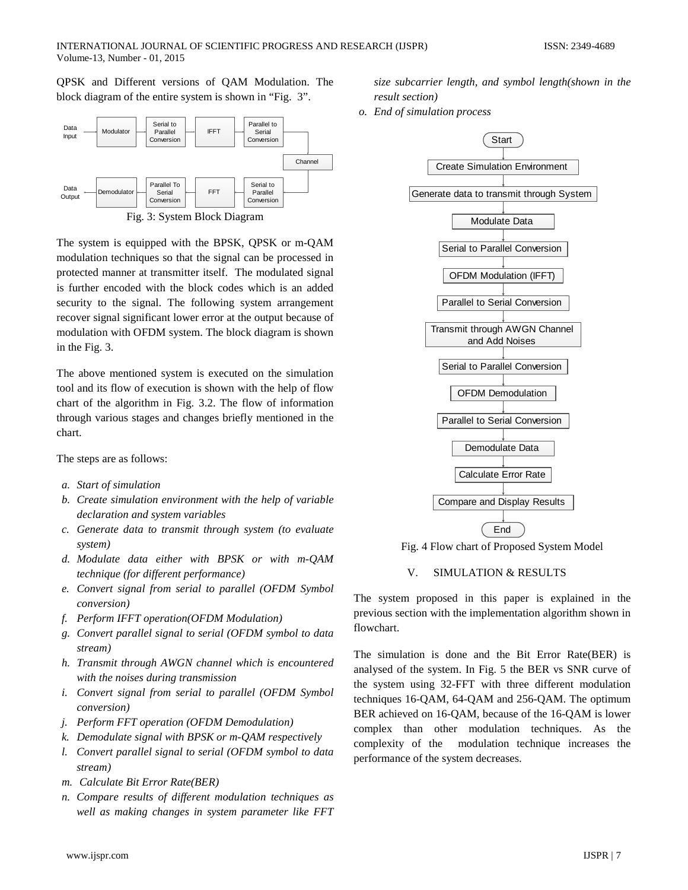QPSK and Different versions of QAM Modulation. The block diagram of the entire system is shown in "Fig. 3".

Fig. 3: System Block Diagram

The system is equipped with the BPSK, QPSK or m-QAM modulation techniques so that the signal can be processed in protected manner at transmitter itself. The modulated signal is further encoded with the block codes which is an added security to the signal. The following system arrangement recover signal significant lower error at the output because of modulation with OFDM system. The block diagram is shown in the Fig. 3.

The above mentioned system is executed on the simulation tool and its flow of execution is shown with the help of flow chart of the algorithm in Fig. 3.2. The flow of information through various stages and changes briefly mentioned in the chart.

The steps are as follows:

a. *Start of simulation*
b. *Create simulation environment with the help of variable declaration and system variables*
c. *Generate data to transmit through system (to evaluate system)*
d. *Modulate data either with BPSK or with m-QAM technique (for different performance)*
e. *Convert signal from serial to parallel (OFDM Symbol conversion)*
f. *Perform IFFT operation(OFDM Modulation)*
g. *Convert parallel signal to serial (OFDM symbol to data stream)*
h. *Transmit through AWGN channel which is encountered with the noises during transmission*
i. *Convert signal from serial to parallel (OFDM Symbol conversion)*
j. *Perform FFT operation (OFDM Demodulation)*
k. *Demodulate signal with BPSK or m-QAM respectively*
l. *Convert parallel signal to serial (OFDM symbol to data stream)*
m. *Calculate Bit Error Rate(BER)*
n. *Compare results of different modulation techniques as well as making changes in system parameter like FFT size subcarrier length, and symbol length(shown in the result section)*
o. *End of simulation process*

Fig. 4 Flow chart of Proposed System Model

## V. SIMULATION & RESULTS

The system proposed in this paper is explained in the previous section with the implementation algorithm shown in flowchart.

The simulation is done and the Bit Error Rate(BER) is analysed of the system. In Fig. 5 the BER vs SNR curve of the system using 32-FFT with three different modulation techniques 16-QAM, 64-QAM and 256-QAM. The optimum BER achieved on 16-QAM, because of the 16-QAM is lower complex than other modulation techniques. As the complexity of the modulation technique increases the performance of the system decreases.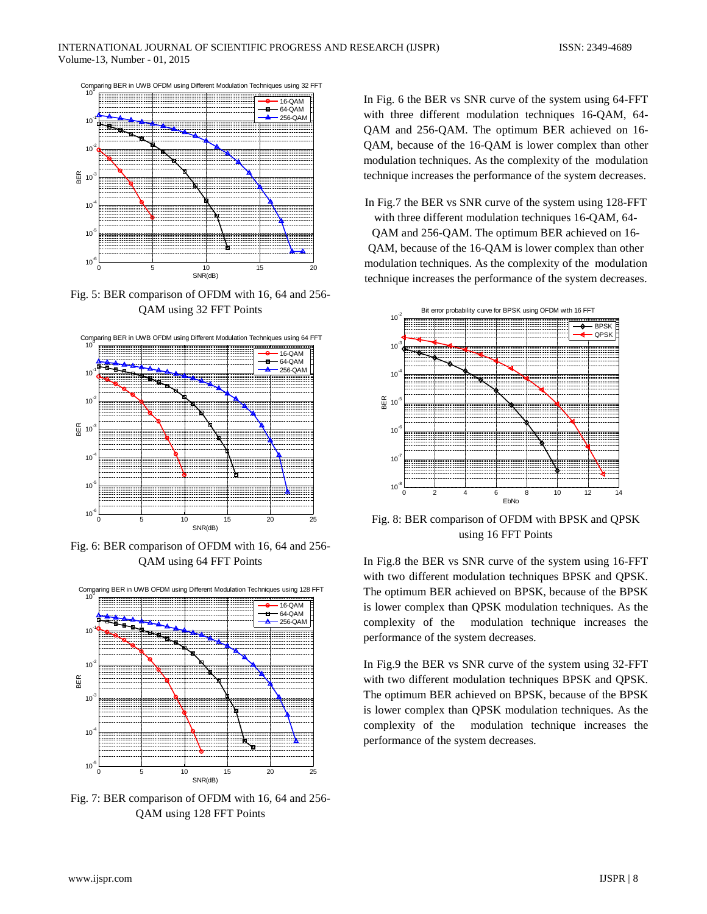Fig. 5: BER comparison of OFDM with 16, 64 and 256-QAM using 32 FFT Points

Fig. 6: BER comparison of OFDM with 16, 64 and 256-QAM using 64 FFT Points

Fig. 7: BER comparison of OFDM with 16, 64 and 256-QAM using 128 FFT Points

In Fig. 6 the BER vs SNR curve of the system using 64-FFT with three different modulation techniques 16-QAM, 64-QAM and 256-QAM. The optimum BER achieved on 16-QAM, because of the 16-QAM is lower complex than other modulation techniques. As the complexity of the modulation technique increases the performance of the system decreases.

In Fig.7 the BER vs SNR curve of the system using 128-FFT with three different modulation techniques 16-QAM, 64-QAM and 256-QAM. The optimum BER achieved on 16-QAM, because of the 16-QAM is lower complex than other modulation techniques. As the complexity of the modulation technique increases the performance of the system decreases.

Fig. 8: BER comparison of OFDM with BPSK and QPSK using 16 FFT Points

In Fig.8 the BER vs SNR curve of the system using 16-FFT with two different modulation techniques BPSK and QPSK. The optimum BER achieved on BPSK, because of the BPSK is lower complex than QPSK modulation techniques. As the complexity of the modulation technique increases the performance of the system decreases.

In Fig.9 the BER vs SNR curve of the system using 32-FFT with two different modulation techniques BPSK and QPSK. The optimum BER achieved on BPSK, because of the BPSK is lower complex than QPSK modulation techniques. As the complexity of the modulation technique increases the performance of the system decreases.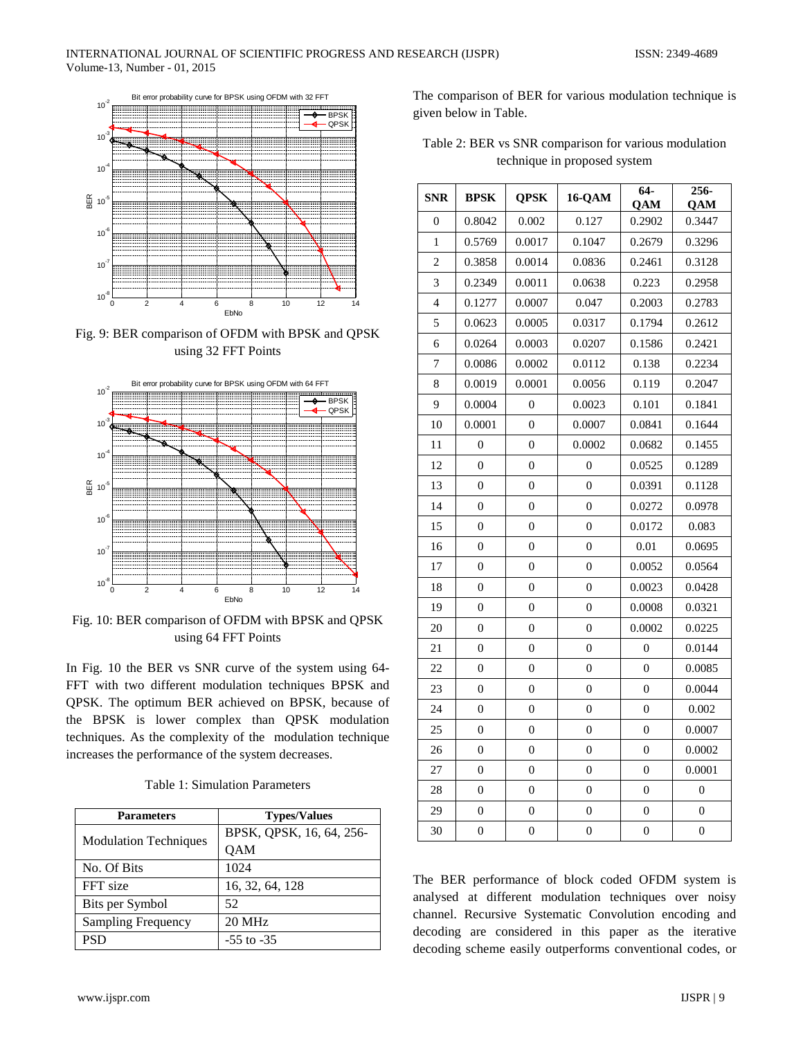Fig. 9: BER comparison of OFDM with BPSK and QPSK using 32 FFT Points

Fig. 10: BER comparison of OFDM with BPSK and QPSK using 64 FFT Points

In Fig. 10 the BER vs SNR curve of the system using 64-FFT with two different modulation techniques BPSK and QPSK. The optimum BER achieved on BPSK, because of the BPSK is lower complex than QPSK modulation techniques. As the complexity of the modulation technique increases the performance of the system decreases.

Table 1: Simulation Parameters

| Parameters | Types/Values |
|---|---|
| Modulation Techniques | BPSK, QPSK, 16, 64, 256-QAM |
| No. Of Bits | 1024 |
| FFT size | 16, 32, 64, 128 |
| Bits per Symbol | 52 |
| Sampling Frequency | 20 MHz |
| PSD | -55 to -35 |

The comparison of BER for various modulation technique is given below in Table.

Table 2: BER vs SNR comparison for various modulation technique in proposed system

| SNR | BPSK | QPSK | 16-QAM | 64-QAM | 256-QAM |
|---|---|---|---|---|---|
| 0 | 0.8042 | 0.002 | 0.127 | 0.2902 | 0.3447 |
| 1 | 0.5769 | 0.0017 | 0.1047 | 0.2679 | 0.3296 |
| 2 | 0.3858 | 0.0014 | 0.0836 | 0.2461 | 0.3128 |
| 3 | 0.2349 | 0.0011 | 0.0638 | 0.223 | 0.2958 |
| 4 | 0.1277 | 0.0007 | 0.047 | 0.2003 | 0.2783 |
| 5 | 0.0623 | 0.0005 | 0.0317 | 0.1794 | 0.2612 |
| 6 | 0.0264 | 0.0003 | 0.0207 | 0.1586 | 0.2421 |
| 7 | 0.0086 | 0.0002 | 0.0112 | 0.138 | 0.2234 |
| 8 | 0.0019 | 0.0001 | 0.0056 | 0.119 | 0.2047 |
| 9 | 0.0004 | 0 | 0.0023 | 0.101 | 0.1841 |
| 10 | 0.0001 | 0 | 0.0007 | 0.0841 | 0.1644 |
| 11 | 0 | 0 | 0.0002 | 0.0682 | 0.1455 |
| 12 | 0 | 0 | 0 | 0.0525 | 0.1289 |
| 13 | 0 | 0 | 0 | 0.0391 | 0.1128 |
| 14 | 0 | 0 | 0 | 0.0272 | 0.0978 |
| 15 | 0 | 0 | 0 | 0.0172 | 0.083 |
| 16 | 0 | 0 | 0 | 0.01 | 0.0695 |
| 17 | 0 | 0 | 0 | 0.0052 | 0.0564 |
| 18 | 0 | 0 | 0 | 0.0023 | 0.0428 |
| 19 | 0 | 0 | 0 | 0.0008 | 0.0321 |
| 20 | 0 | 0 | 0 | 0.0002 | 0.0225 |
| 21 | 0 | 0 | 0 | 0 | 0.0144 |
| 22 | 0 | 0 | 0 | 0 | 0.0085 |
| 23 | 0 | 0 | 0 | 0 | 0.0044 |
| 24 | 0 | 0 | 0 | 0 | 0.002 |
| 25 | 0 | 0 | 0 | 0 | 0.0007 |
| 26 | 0 | 0 | 0 | 0 | 0.0002 |
| 27 | 0 | 0 | 0 | 0 | 0.0001 |
| 28 | 0 | 0 | 0 | 0 | 0 |
| 29 | 0 | 0 | 0 | 0 | 0 |
| 30 | 0 | 0 | 0 | 0 | 0 |

The BER performance of block coded OFDM system is analysed at different modulation techniques over noisy channel. Recursive Systematic Convolution encoding and decoding are considered in this paper as the iterative decoding scheme easily outperforms conventional codes, or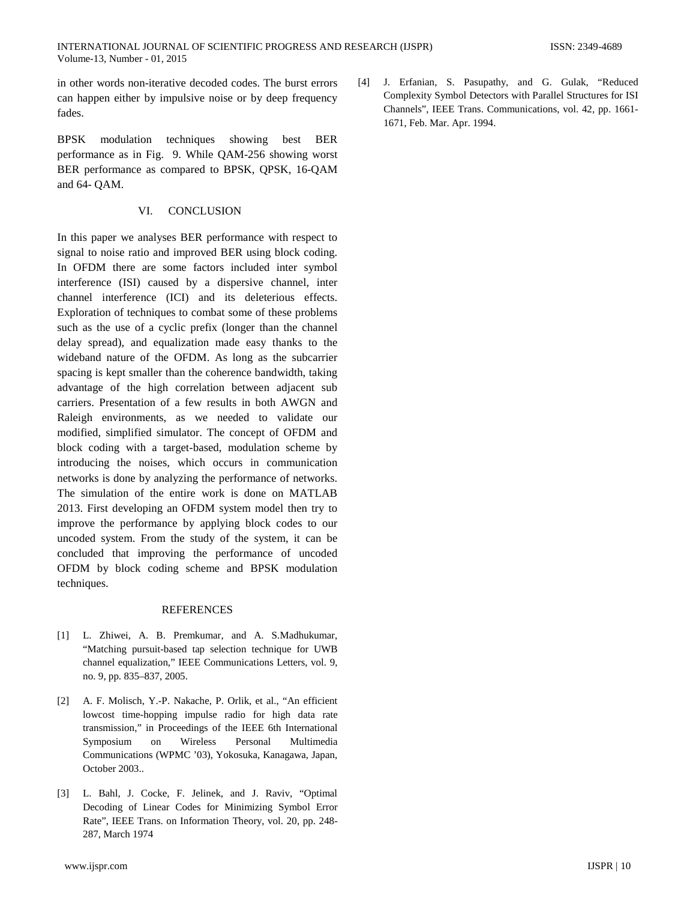in other words non-iterative decoded codes. The burst errors can happen either by impulsive noise or by deep frequency fades.

BPSK modulation techniques showing best BER performance as in Fig. 9. While QAM-256 showing worst BER performance as compared to BPSK, QPSK, 16-QAM and 64- QAM.

## VI. CONCLUSION

In this paper we analyses BER performance with respect to signal to noise ratio and improved BER using block coding. In OFDM there are some factors included inter symbol interference (ISI) caused by a dispersive channel, inter channel interference (ICI) and its deleterious effects. Exploration of techniques to combat some of these problems such as the use of a cyclic prefix (longer than the channel delay spread), and equalization made easy thanks to the wideband nature of the OFDM. As long as the subcarrier spacing is kept smaller than the coherence bandwidth, taking advantage of the high correlation between adjacent sub carriers. Presentation of a few results in both AWGN and Raleigh environments, as we needed to validate our modified, simplified simulator. The concept of OFDM and block coding with a target-based, modulation scheme by introducing the noises, which occurs in communication networks is done by analyzing the performance of networks. The simulation of the entire work is done on MATLAB 2013. First developing an OFDM system model then try to improve the performance by applying block codes to our uncoded system. From the study of the system, it can be concluded that improving the performance of uncoded OFDM by block coding scheme and BPSK modulation techniques.

## REFERENCES

[1] L. Zhiwei, A. B. Premkumar, and A. S.Madhukumar, “Matching pursuit-based tap selection technique for UWB channel equalization,” IEEE Communications Letters, vol. 9, no. 9, pp. 835–837, 2005.

[2] A. F. Molisch, Y.-P. Nakache, P. Orlik, et al., “An efficient lowcost time-hopping impulse radio for high data rate transmission,” in Proceedings of the IEEE 6th International Symposium on Wireless Personal Multimedia Communications (WPMC ’03), Yokosuka, Kanagawa, Japan, October 2003..

[3] L. Bahl, J. Cocke, F. Jelinek, and J. Raviv, “Optimal Decoding of Linear Codes for Minimizing Symbol Error Rate”, IEEE Trans. on Information Theory, vol. 20, pp. 248-287, March 1974

[4] J. Erfanian, S. Pasupathy, and G. Gulak, “Reduced Complexity Symbol Detectors with Parallel Structures for ISI Channels”, IEEE Trans. Communications, vol. 42, pp. 1661-1671, Feb. Mar. Apr. 1994.